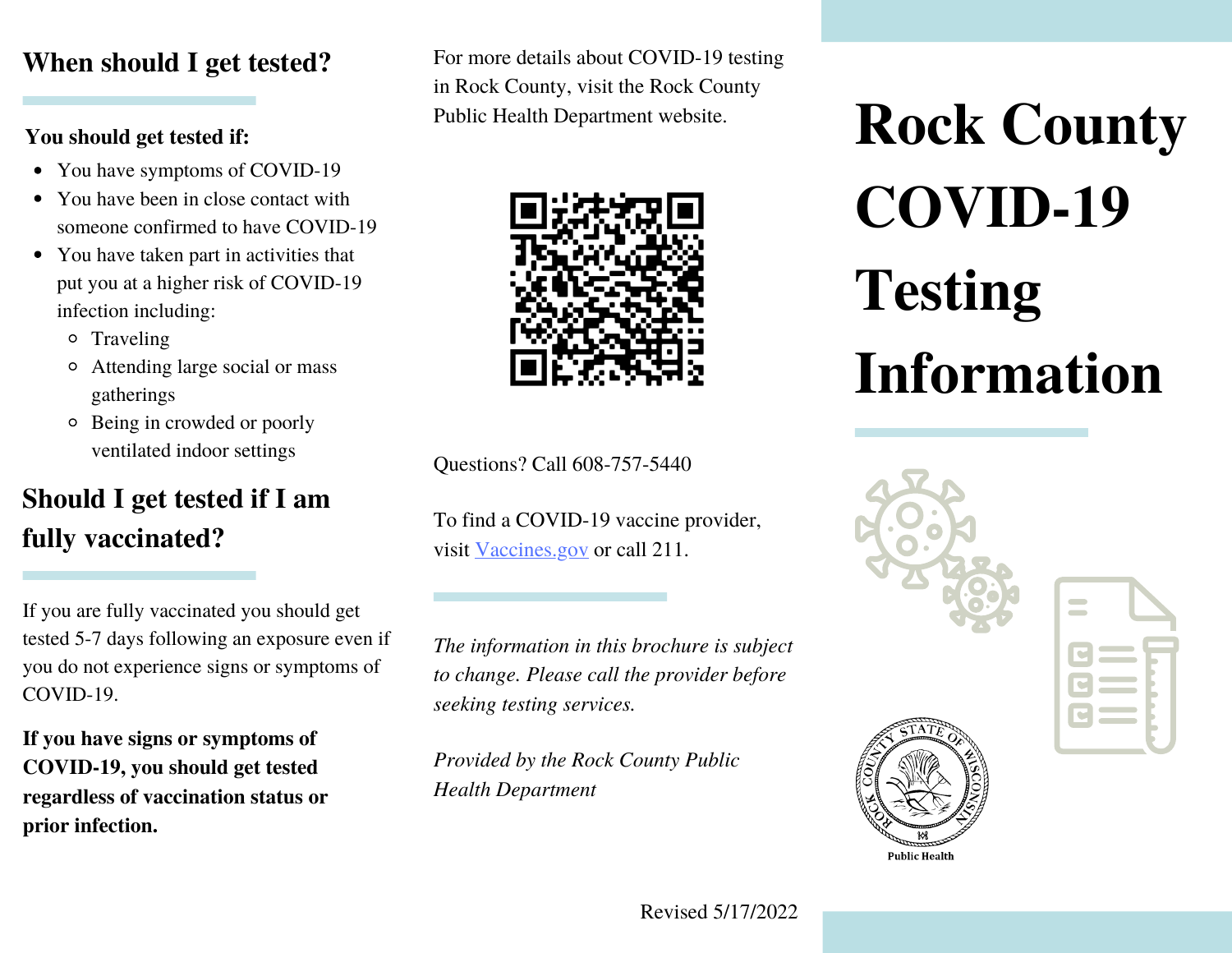# Rock County COVID-19 Testing Information

## When should I get tested?

**You should get tested if:**

- You have symptoms of COVID-19
- You have been in close contact with someone confirmed to have COVID-19
- You have taken part in activities that put you at a higher risk of COVID-19 infection including:
  - Traveling
  - Attending large social or mass gatherings
  - Being in crowded or poorly ventilated indoor settings

## Should I get tested if I am fully vaccinated?

If you are fully vaccinated you should get tested 5-7 days following an exposure even if you do not experience signs or symptoms of COVID-19.

**If you have signs or symptoms of COVID-19, you should get tested regardless of vaccination status or prior infection.**

For more details about COVID-19 testing in Rock County, visit the Rock County Public Health Department website.

Questions? Call 608-757-5440

To find a COVID-19 vaccine provider, visit [Vaccines.gov](https://www.vaccines.gov) or call 211.

*The information in this brochure is subject to change. Please call the provider before seeking testing services.*

*Provided by the Rock County Public Health Department*

Revised 5/17/2022

Public Health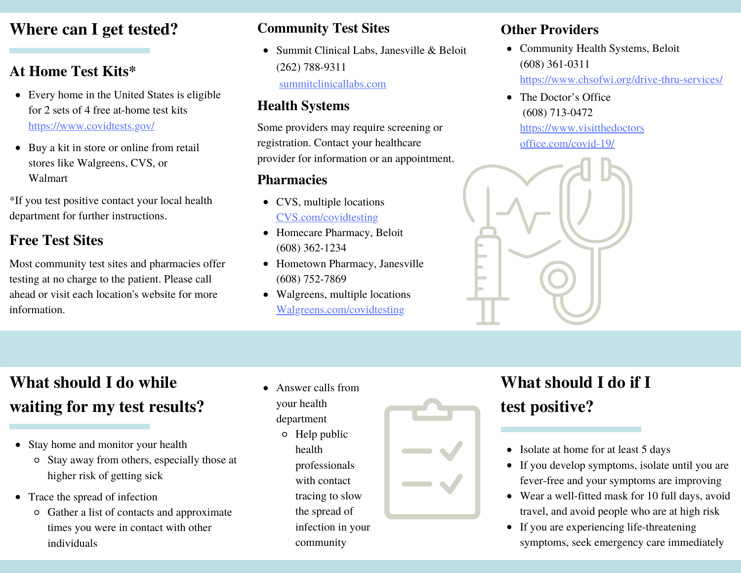# Where can I get tested?

## At Home Test Kits*

- Every home in the United States is eligible for 2 sets of 4 free at-home test kits https://www.covidtests.gov/
- Buy a kit in store or online from retail stores like Walgreens, CVS, or Walmart

*If you test positive contact your local health department for further instructions.

## Free Test Sites

Most community test sites and pharmacies offer testing at no charge to the patient. Please call ahead or visit each location's website for more information.

## Community Test Sites

- Summit Clinical Labs, Janesville & Beloit (262) 788-9311 summitclinicallabs.com

## Health Systems

Some providers may require screening or registration. Contact your healthcare provider for information or an appointment.

## Pharmacies

- CVS, multiple locations CVS.com/covidtesting
- Homecare Pharmacy, Beloit (608) 362-1234
- Hometown Pharmacy, Janesville (608) 752-7869
- Walgreens, multiple locations Walgreens.com/covidtesting

## Other Providers

- Community Health Systems, Beloit (608) 361-0311 https://www.chsofwi.org/drive-thru-services/
- The Doctor's Office (608) 713-0472 https://www.visitthedoctorsoffice.com/covid-19/

# What should I do while waiting for my test results?

- Stay home and monitor your health
  - Stay away from others, especially those at higher risk of getting sick
- Trace the spread of infection
  - Gather a list of contacts and approximate times you were in contact with other individuals
- Answer calls from your health department
  - Help public health professionals with contact tracing to slow the spread of infection in your community

# What should I do if I test positive?

- Isolate at home for at least 5 days
- If you develop symptoms, isolate until you are fever-free and your symptoms are improving
- Wear a well-fitted mask for 10 full days, avoid travel, and avoid people who are at high risk
- If you are experiencing life-threatening symptoms, seek emergency care immediately